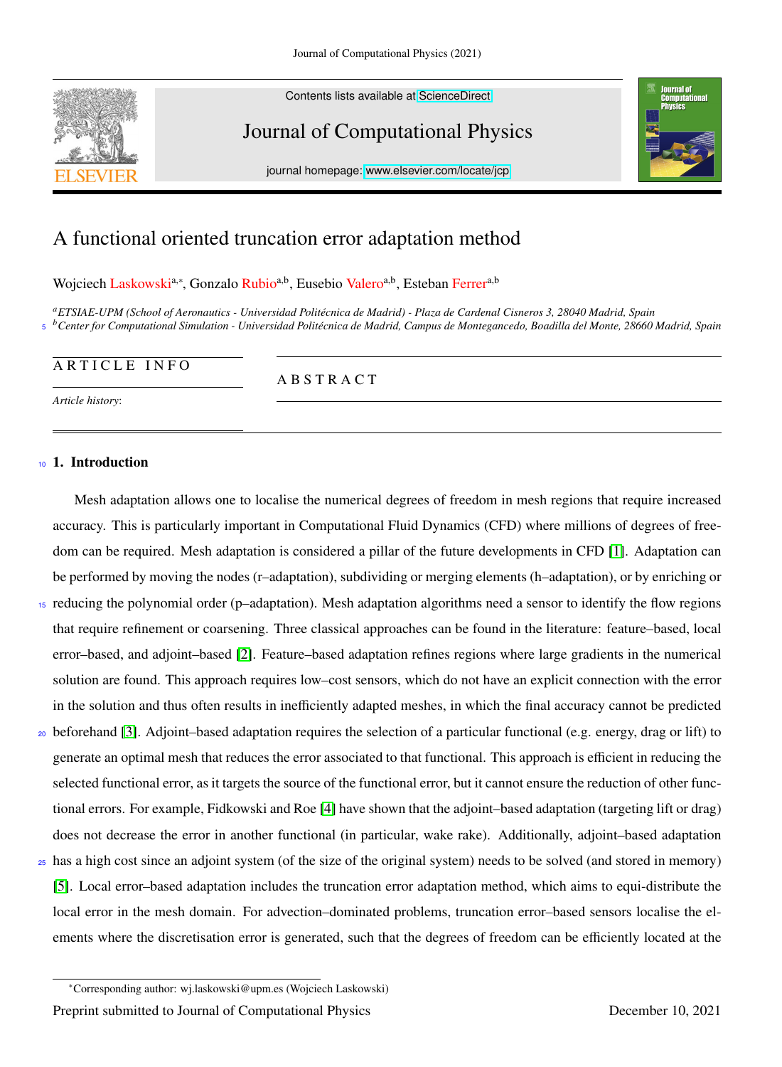# A functional oriented truncation error adaptation method

Wojciech Laskowski[a,*], Gonzalo Rubio[a,b], Eusebio Valero[a,b], Esteban Ferrer[a,b]

[a] ETSIAE-UPM (School of Aeronautics - Universidad Politécnica de Madrid) - Plaza de Cardenal Cisneros 3, 28040 Madrid, Spain
[b] Center for Computational Simulation - Universidad Politécnica de Madrid, Campus de Montegancedo, Boadilla del Monte, 28660 Madrid, Spain

**ARTICLE INFO**

*Article history*:

**ABSTRACT**

## 1. Introduction

Mesh adaptation allows one to localise the numerical degrees of freedom in mesh regions that require increased accuracy. This is particularly important in Computational Fluid Dynamics (CFD) where millions of degrees of freedom can be required. Mesh adaptation is considered a pillar of the future developments in CFD [1]. Adaptation can be performed by moving the nodes (r–adaptation), subdividing or merging elements (h–adaptation), or by enriching or reducing the polynomial order (p–adaptation). Mesh adaptation algorithms need a sensor to identify the flow regions that require refinement or coarsening. Three classical approaches can be found in the literature: feature–based, local error–based, and adjoint–based [2]. Feature–based adaptation refines regions where large gradients in the numerical solution are found. This approach requires low–cost sensors, which do not have an explicit connection with the error in the solution and thus often results in inefficiently adapted meshes, in which the final accuracy cannot be predicted beforehand [3]. Adjoint–based adaptation requires the selection of a particular functional (e.g. energy, drag or lift) to generate an optimal mesh that reduces the error associated to that functional. This approach is efficient in reducing the selected functional error, as it targets the source of the functional error, but it cannot ensure the reduction of other functional errors. For example, Fidkowski and Roe [4] have shown that the adjoint–based adaptation (targeting lift or drag) does not decrease the error in another functional (in particular, wake rake). Additionally, adjoint–based adaptation has a high cost since an adjoint system (of the size of the original system) needs to be solved (and stored in memory) [5]. Local error–based adaptation includes the truncation error adaptation method, which aims to equi-distribute the local error in the mesh domain. For advection–dominated problems, truncation error–based sensors localise the elements where the discretisation error is generated, such that the degrees of freedom can be efficiently located at the

*Corresponding author: wj.laskowski@upm.es (Wojciech Laskowski)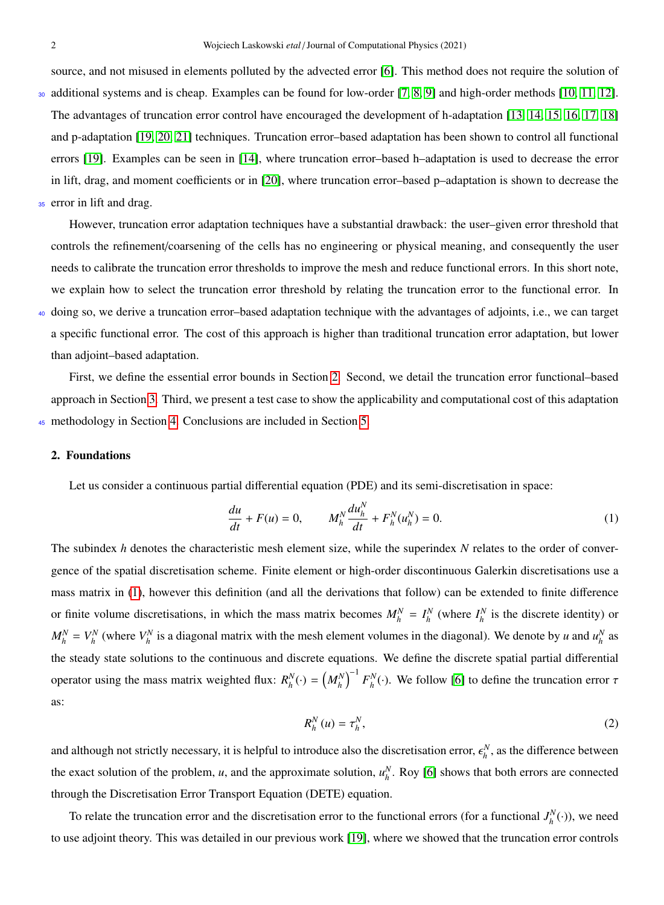source, and not misused in elements polluted by the advected error [6]. This method does not require the solution of additional systems and is cheap. Examples can be found for low-order [7, 8, 9] and high-order methods [10, 11, 12]. The advantages of truncation error control have encouraged the development of h-adaptation [13, 14, 15, 16, 17, 18] and p-adaptation [19, 20, 21] techniques. Truncation error–based adaptation has been shown to control all functional errors [19]. Examples can be seen in [14], where truncation error–based h–adaptation is used to decrease the error in lift, drag, and moment coefficients or in [20], where truncation error–based p–adaptation is shown to decrease the error in lift and drag.

However, truncation error adaptation techniques have a substantial drawback: the user–given error threshold that controls the refinement/coarsening of the cells has no engineering or physical meaning, and consequently the user needs to calibrate the truncation error thresholds to improve the mesh and reduce functional errors. In this short note, we explain how to select the truncation error threshold by relating the truncation error to the functional error. In doing so, we derive a truncation error–based adaptation technique with the advantages of adjoints, i.e., we can target a specific functional error. The cost of this approach is higher than traditional truncation error adaptation, but lower than adjoint–based adaptation.

First, we define the essential error bounds in Section 2. Second, we detail the truncation error functional–based approach in Section 3. Third, we present a test case to show the applicability and computational cost of this adaptation methodology in Section 4. Conclusions are included in Section 5.

## 2. Foundations

Let us consider a continuous partial differential equation (PDE) and its semi-discretisation in space:

$$\frac{du}{dt} + F(u) = 0, \qquad M_h^N \frac{du_h^N}{dt} + F_h^N(u_h^N) = 0. \tag{1}$$

The subindex $h$ denotes the characteristic mesh element size, while the superindex $N$ relates to the order of convergence of the spatial discretisation scheme. Finite element or high-order discontinuous Galerkin discretisations use a mass matrix in (1), however this definition (and all the derivations that follow) can be extended to finite difference or finite volume discretisations, in which the mass matrix becomes $M_h^N = I_h^N$ (where $I_h^N$ is the discrete identity) or $M_h^N = V_h^N$ (where $V_h^N$ is a diagonal matrix with the mesh element volumes in the diagonal). We denote by $u$ and $u_h^N$ as the steady state solutions to the continuous and discrete equations. We define the discrete spatial partial differential operator using the mass matrix weighted flux: $R_h^N(\cdot) = \left(M_h^N\right)^{-1} F_h^N(\cdot)$. We follow [6] to define the truncation error $\tau$ as:

$$R_h^N(u) = \tau_h^N, \tag{2}$$

and although not strictly necessary, it is helpful to introduce also the discretisation error, $\epsilon_h^N$, as the difference between the exact solution of the problem, $u$, and the approximate solution, $u_h^N$. Roy [6] shows that both errors are connected through the Discretisation Error Transport Equation (DETE) equation.

To relate the truncation error and the discretisation error to the functional errors (for a functional $J_h^N(\cdot)$), we need to use adjoint theory. This was detailed in our previous work [19], where we showed that the truncation error controls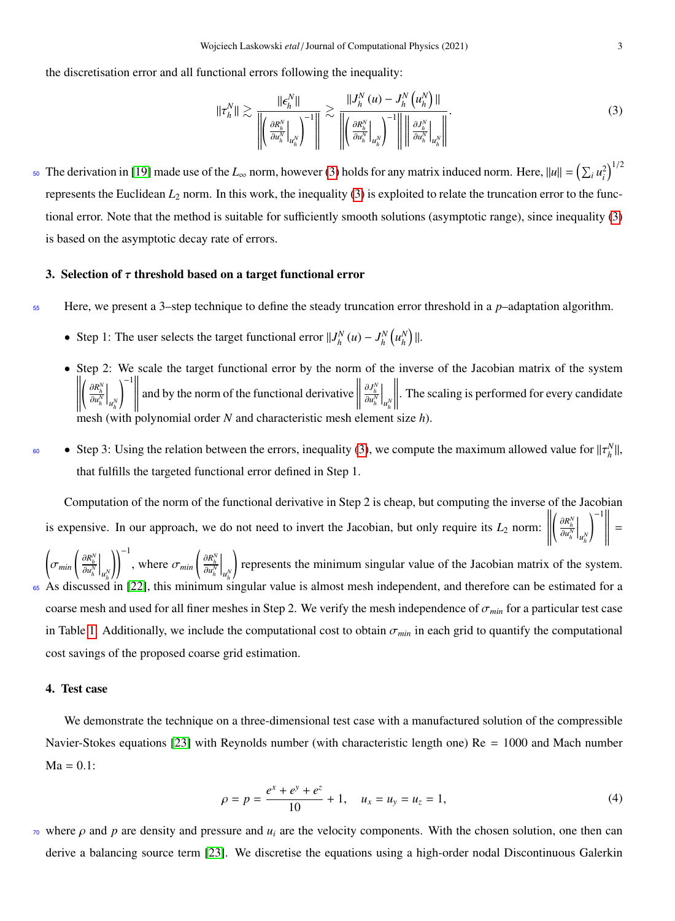the discretisation error and all functional errors following the inequality:

$$\|\tau_h^N\| \gtrsim \frac{\|\epsilon_h^N\|}{\left\| \left( \frac{\partial R_h^N}{\partial u_h^N}\Big|_{u_h^N} \right)^{-1} \right\|} \gtrsim \frac{\|J_h^N(u) - J_h^N\left(u_h^N\right)\|}{\left\| \left( \frac{\partial R_h^N}{\partial u_h^N}\Big|_{u_h^N} \right)^{-1} \right\| \left\| \frac{\partial J_h^N}{\partial u_h^N}\Big|_{u_h^N} \right\|}. \tag{3}$$

The derivation in [19] made use of the $L_\infty$ norm, however (3) holds for any matrix induced norm. Here, $\|u\| = \left(\sum_i u_i^2\right)^{1/2}$ represents the Euclidean $L_2$ norm. In this work, the inequality (3) is exploited to relate the truncation error to the functional error. Note that the method is suitable for sufficiently smooth solutions (asymptotic range), since inequality (3) is based on the asymptotic decay rate of errors.

## 3. Selection of $\tau$ threshold based on a target functional error

Here, we present a 3–step technique to define the steady truncation error threshold in a $p$–adaptation algorithm.

- Step 1: The user selects the target functional error $\|J_h^N(u) - J_h^N\left(u_h^N\right)\|$.
- Step 2: We scale the target functional error by the norm of the inverse of the Jacobian matrix of the system $\left\| \left( \frac{\partial R_h^N}{\partial u_h^N}\Big|_{u_h^N} \right)^{-1} \right\|$ and by the norm of the functional derivative $\left\| \frac{\partial J_h^N}{\partial u_h^N}\Big|_{u_h^N} \right\|$. The scaling is performed for every candidate mesh (with polynomial order $N$ and characteristic mesh element size $h$).
- Step 3: Using the relation between the errors, inequality (3), we compute the maximum allowed value for $\|\tau_h^N\|$, that fulfills the targeted functional error defined in Step 1.

Computation of the norm of the functional derivative in Step 2 is cheap, but computing the inverse of the Jacobian is expensive. In our approach, we do not need to invert the Jacobian, but only require its $L_2$ norm: $\left\| \left( \frac{\partial R_h^N}{\partial u_h^N}\Big|_{u_h^N} \right)^{-1} \right\| = \left( \sigma_{min}\left( \frac{\partial R_h^N}{\partial u_h^N}\Big|_{u_h^N} \right) \right)^{-1}$, where $\sigma_{min}\left( \frac{\partial R_h^N}{\partial u_h^N}\Big|_{u_h^N} \right)$ represents the minimum singular value of the Jacobian matrix of the system. As discussed in [22], this minimum singular value is almost mesh independent, and therefore can be estimated for a coarse mesh and used for all finer meshes in Step 2. We verify the mesh independence of $\sigma_{min}$ for a particular test case in Table 1. Additionally, we include the computational cost to obtain $\sigma_{min}$ in each grid to quantify the computational cost savings of the proposed coarse grid estimation.

## 4. Test case

We demonstrate the technique on a three-dimensional test case with a manufactured solution of the compressible Navier-Stokes equations [23] with Reynolds number (with characteristic length one) Re = 1000 and Mach number Ma = 0.1:

$$\rho = p = \frac{e^x + e^y + e^z}{10} + 1, \quad u_x = u_y = u_z = 1, \tag{4}$$

where $\rho$ and $p$ are density and pressure and $u_i$ are the velocity components. With the chosen solution, one then can derive a balancing source term [23]. We discretise the equations using a high-order nodal Discontinuous Galerkin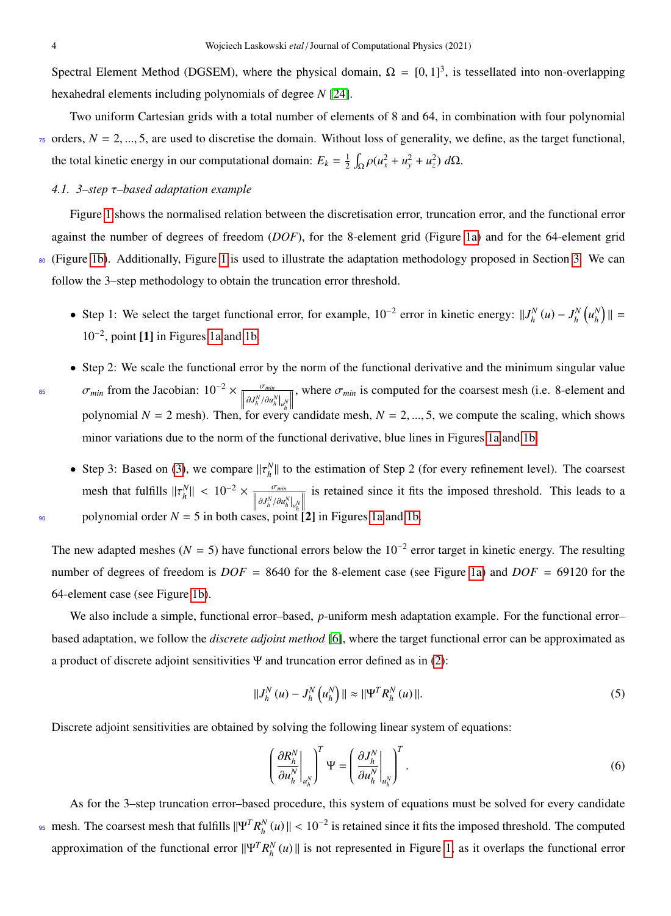Spectral Element Method (DGSEM), where the physical domain, $\Omega = [0,1]^3$, is tessellated into non-overlapping hexahedral elements including polynomials of degree $N$ [24].

Two uniform Cartesian grids with a total number of elements of 8 and 64, in combination with four polynomial orders, $N = 2, ..., 5$, are used to discretise the domain. Without loss of generality, we define, as the target functional, the total kinetic energy in our computational domain: $E_k = \frac{1}{2}\int_\Omega \rho(u_x^2 + u_y^2 + u_z^2)\, d\Omega$.

### 4.1. 3–step $\tau$–based adaptation example

Figure 1 shows the normalised relation between the discretisation error, truncation error, and the functional error against the number of degrees of freedom ($DOF$), for the 8-element grid (Figure 1a) and for the 64-element grid (Figure 1b). Additionally, Figure 1 is used to illustrate the adaptation methodology proposed in Section 3. We can follow the 3–step methodology to obtain the truncation error threshold.

- Step 1: We select the target functional error, for example, $10^{-2}$ error in kinetic energy: $\|J_h^N(u) - J_h^N(u_h^N)\| = 10^{-2}$, point **[1]** in Figures 1a and 1b.
- Step 2: We scale the functional error by the norm of the functional derivative and the minimum singular value $\sigma_{min}$ from the Jacobian: $10^{-2} \times \frac{\sigma_{min}}{\left\| \partial J_h^N / \partial u_h^N |_{u_h^N} \right\|}$, where $\sigma_{min}$ is computed for the coarsest mesh (i.e. 8-element and polynomial $N = 2$ mesh). Then, for every candidate mesh, $N = 2, ..., 5$, we compute the scaling, which shows minor variations due to the norm of the functional derivative, blue lines in Figures 1a and 1b.
- Step 3: Based on (3), we compare $\|\tau_h^N\|$ to the estimation of Step 2 (for every refinement level). The coarsest mesh that fulfills $\|\tau_h^N\| < 10^{-2} \times \frac{\sigma_{min}}{\left\| \partial J_h^N / \partial u_h^N |_{u_h^N} \right\|}$ is retained since it fits the imposed threshold. This leads to a polynomial order $N = 5$ in both cases, point **[2]** in Figures 1a and 1b.

The new adapted meshes ($N = 5$) have functional errors below the $10^{-2}$ error target in kinetic energy. The resulting number of degrees of freedom is $DOF = 8640$ for the 8-element case (see Figure 1a) and $DOF = 69120$ for the 64-element case (see Figure 1b).

We also include a simple, functional error–based, $p$-uniform mesh adaptation example. For the functional error–based adaptation, we follow the *discrete adjoint method* [6], where the target functional error can be approximated as a product of discrete adjoint sensitivities $\Psi$ and truncation error defined as in (2):

$$\|J_h^N(u) - J_h^N(u_h^N)\| \approx \|\Psi^T R_h^N(u)\|. \tag{5}$$

Discrete adjoint sensitivities are obtained by solving the following linear system of equations:

$$\left( \frac{\partial R_h^N}{\partial u_h^N}\bigg|_{u_h^N} \right)^T \Psi = \left( \frac{\partial J_h^N}{\partial u_h^N}\bigg|_{u_h^N} \right)^T. \tag{6}$$

As for the 3–step truncation error–based procedure, this system of equations must be solved for every candidate mesh. The coarsest mesh that fulfills $\|\Psi^T R_h^N(u)\| < 10^{-2}$ is retained since it fits the imposed threshold. The computed approximation of the functional error $\|\Psi^T R_h^N(u)\|$ is not represented in Figure 1, as it overlaps the functional error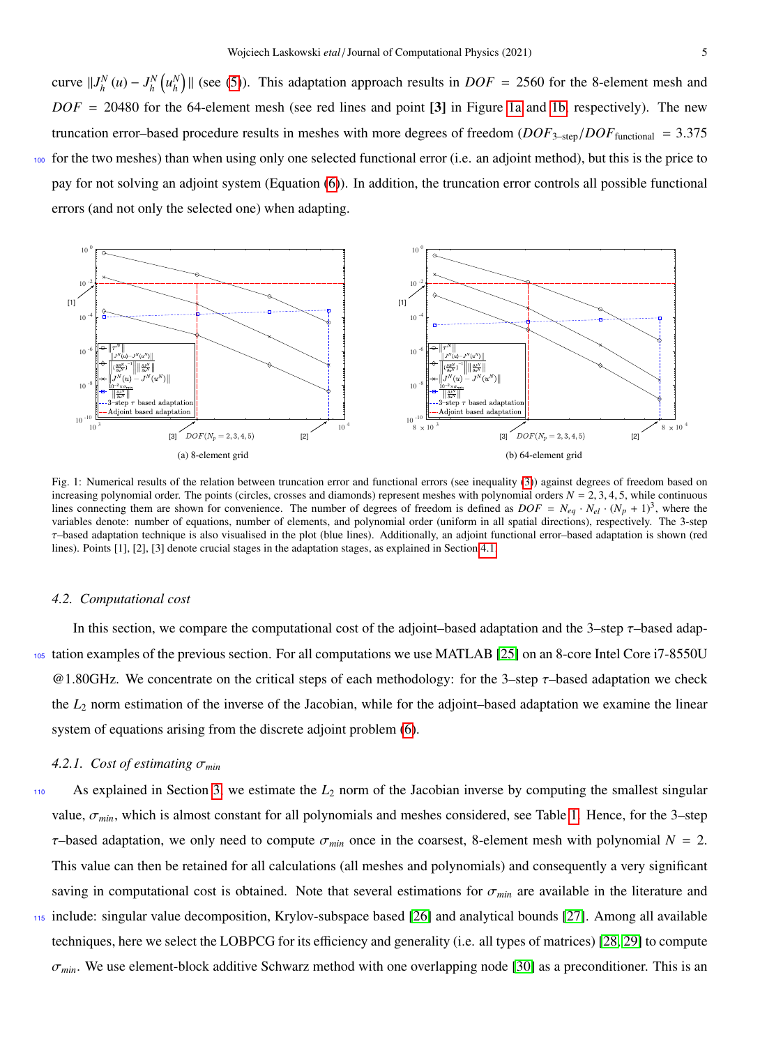curve $\|J_h^N(u) - J_h^N(u_h^N)\|$ (see (5)). This adaptation approach results in $DOF = 2560$ for the 8-element mesh and $DOF = 20480$ for the 64-element mesh (see red lines and point **[3]** in Figure 1a and 1b, respectively). The new truncation error–based procedure results in meshes with more degrees of freedom ($DOF_{3\text{–step}}/DOF_{\text{functional}} = 3.375$ for the two meshes) than when using only one selected functional error (i.e. an adjoint method), but this is the price to pay for not solving an adjoint system (Equation (6)). In addition, the truncation error controls all possible functional errors (and not only the selected one) when adapting.

(a) 8-element grid

(b) 64-element grid

Fig. 1: Numerical results of the relation between truncation error and functional errors (see inequality (3)) against degrees of freedom based on increasing polynomial order. The points (circles, crosses and diamonds) represent meshes with polynomial orders $N = 2, 3, 4, 5$, while continuous lines connecting them are shown for convenience. The number of degrees of freedom is defined as $DOF = N_{eq} \cdot N_{el} \cdot (N_p + 1)^3$, where the variables denote: number of equations, number of elements, and polynomial order (uniform in all spatial directions), respectively. The 3-step $\tau$–based adaptation technique is also visualised in the plot (blue lines). Additionally, an adjoint functional error–based adaptation is shown (red lines). Points [1], [2], [3] denote crucial stages in the adaptation stages, as explained in Section 4.1.

### 4.2. Computational cost

In this section, we compare the computational cost of the adjoint–based adaptation and the 3–step $\tau$–based adaptation examples of the previous section. For all computations we use MATLAB [25] on an 8-core Intel Core i7-8550U @1.80GHz. We concentrate on the critical steps of each methodology: for the 3–step $\tau$–based adaptation we check the $L_2$ norm estimation of the inverse of the Jacobian, while for the adjoint–based adaptation we examine the linear system of equations arising from the discrete adjoint problem (6).

#### 4.2.1. Cost of estimating $\sigma_{min}$

As explained in Section 3, we estimate the $L_2$ norm of the Jacobian inverse by computing the smallest singular value, $\sigma_{min}$, which is almost constant for all polynomials and meshes considered, see Table 1. Hence, for the 3–step $\tau$–based adaptation, we only need to compute $\sigma_{min}$ once in the coarsest, 8-element mesh with polynomial $N = 2$. This value can then be retained for all calculations (all meshes and polynomials) and consequently a very significant saving in computational cost is obtained. Note that several estimations for $\sigma_{min}$ are available in the literature and include: singular value decomposition, Krylov-subspace based [26] and analytical bounds [27]. Among all available techniques, here we select the LOBPCG for its efficiency and generality (i.e. all types of matrices) [28, 29] to compute $\sigma_{min}$. We use element-block additive Schwarz method with one overlapping node [30] as a preconditioner. This is an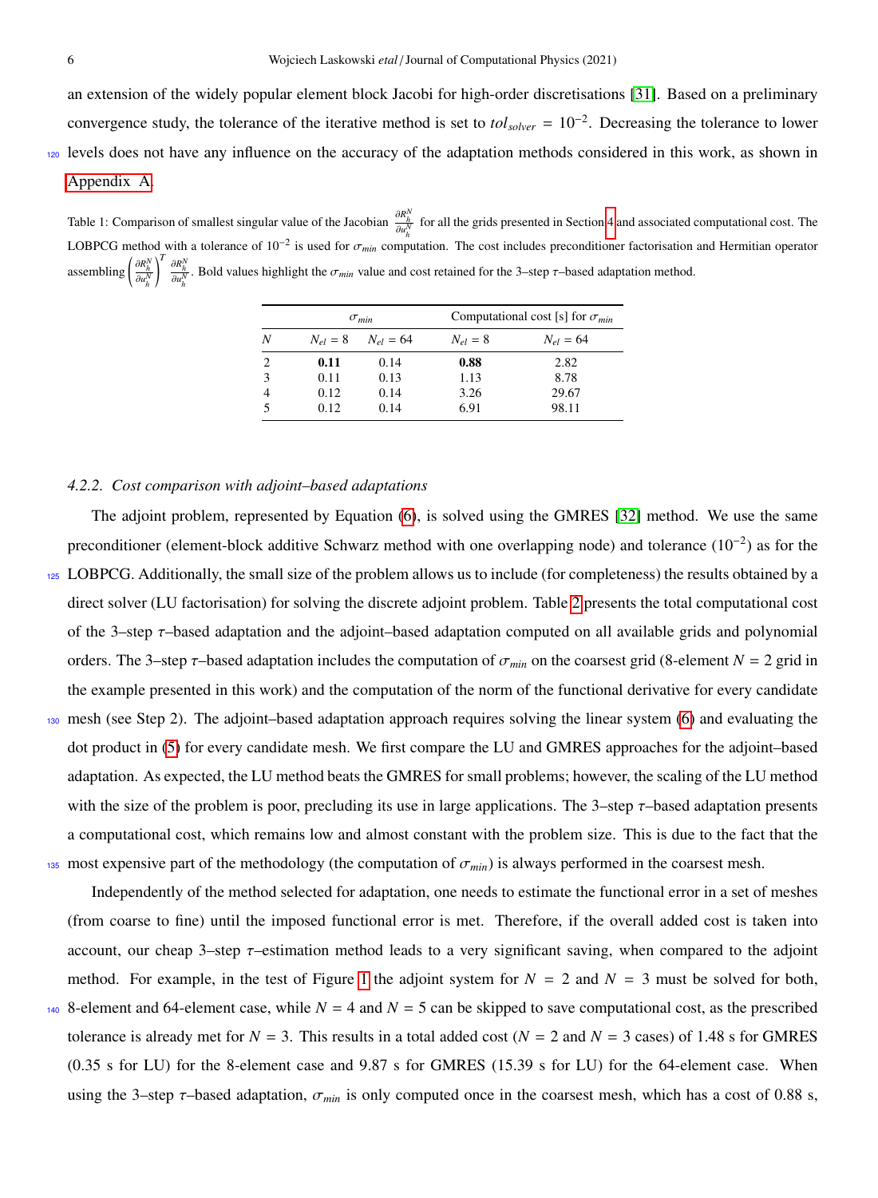an extension of the widely popular element block Jacobi for high-order discretisations [31]. Based on a preliminary convergence study, the tolerance of the iterative method is set to $tol_{solver} = 10^{-2}$. Decreasing the tolerance to lower levels does not have any influence on the accuracy of the adaptation methods considered in this work, as shown in Appendix A.

Table 1: Comparison of smallest singular value of the Jacobian $\frac{\partial R_h^N}{\partial u_h^N}$ for all the grids presented in Section 4 and associated computational cost. The LOBPCG method with a tolerance of $10^{-2}$ is used for $\sigma_{min}$ computation. The cost includes preconditioner factorisation and Hermitian operator assembling $\left(\frac{\partial R_h^N}{\partial u_h^N}\right)^T \frac{\partial R_h^N}{\partial u_h^N}$. Bold values highlight the $\sigma_{min}$ value and cost retained for the 3–step $\tau$–based adaptation method.

| | $\sigma_{min}$ | | Computational cost [s] for $\sigma_{min}$ | |
|---|---|---|---|---|
| $N$ | $N_{el} = 8$ | $N_{el} = 64$ | $N_{el} = 8$ | $N_{el} = 64$ |
| 2 | **0.11** | 0.14 | **0.88** | 2.82 |
| 3 | 0.11 | 0.13 | 1.13 | 8.78 |
| 4 | 0.12 | 0.14 | 3.26 | 29.67 |
| 5 | 0.12 | 0.14 | 6.91 | 98.11 |

### 4.2.2. *Cost comparison with adjoint–based adaptations*

The adjoint problem, represented by Equation (6), is solved using the GMRES [32] method. We use the same preconditioner (element-block additive Schwarz method with one overlapping node) and tolerance ($10^{-2}$) as for the LOBPCG. Additionally, the small size of the problem allows us to include (for completeness) the results obtained by a direct solver (LU factorisation) for solving the discrete adjoint problem. Table 2 presents the total computational cost of the 3–step $\tau$–based adaptation and the adjoint–based adaptation computed on all available grids and polynomial orders. The 3–step $\tau$–based adaptation includes the computation of $\sigma_{min}$ on the coarsest grid (8-element $N = 2$ grid in the example presented in this work) and the computation of the norm of the functional derivative for every candidate mesh (see Step 2). The adjoint–based adaptation approach requires solving the linear system (6) and evaluating the dot product in (5) for every candidate mesh. We first compare the LU and GMRES approaches for the adjoint–based adaptation. As expected, the LU method beats the GMRES for small problems; however, the scaling of the LU method with the size of the problem is poor, precluding its use in large applications. The 3–step $\tau$–based adaptation presents a computational cost, which remains low and almost constant with the problem size. This is due to the fact that the most expensive part of the methodology (the computation of $\sigma_{min}$) is always performed in the coarsest mesh.

Independently of the method selected for adaptation, one needs to estimate the functional error in a set of meshes (from coarse to fine) until the imposed functional error is met. Therefore, if the overall added cost is taken into account, our cheap 3–step $\tau$–estimation method leads to a very significant saving, when compared to the adjoint method. For example, in the test of Figure 1 the adjoint system for $N = 2$ and $N = 3$ must be solved for both, 8-element and 64-element case, while $N = 4$ and $N = 5$ can be skipped to save computational cost, as the prescribed tolerance is already met for $N = 3$. This results in a total added cost ($N = 2$ and $N = 3$ cases) of 1.48 s for GMRES (0.35 s for LU) for the 8-element case and 9.87 s for GMRES (15.39 s for LU) for the 64-element case. When using the 3–step $\tau$–based adaptation, $\sigma_{min}$ is only computed once in the coarsest mesh, which has a cost of 0.88 s,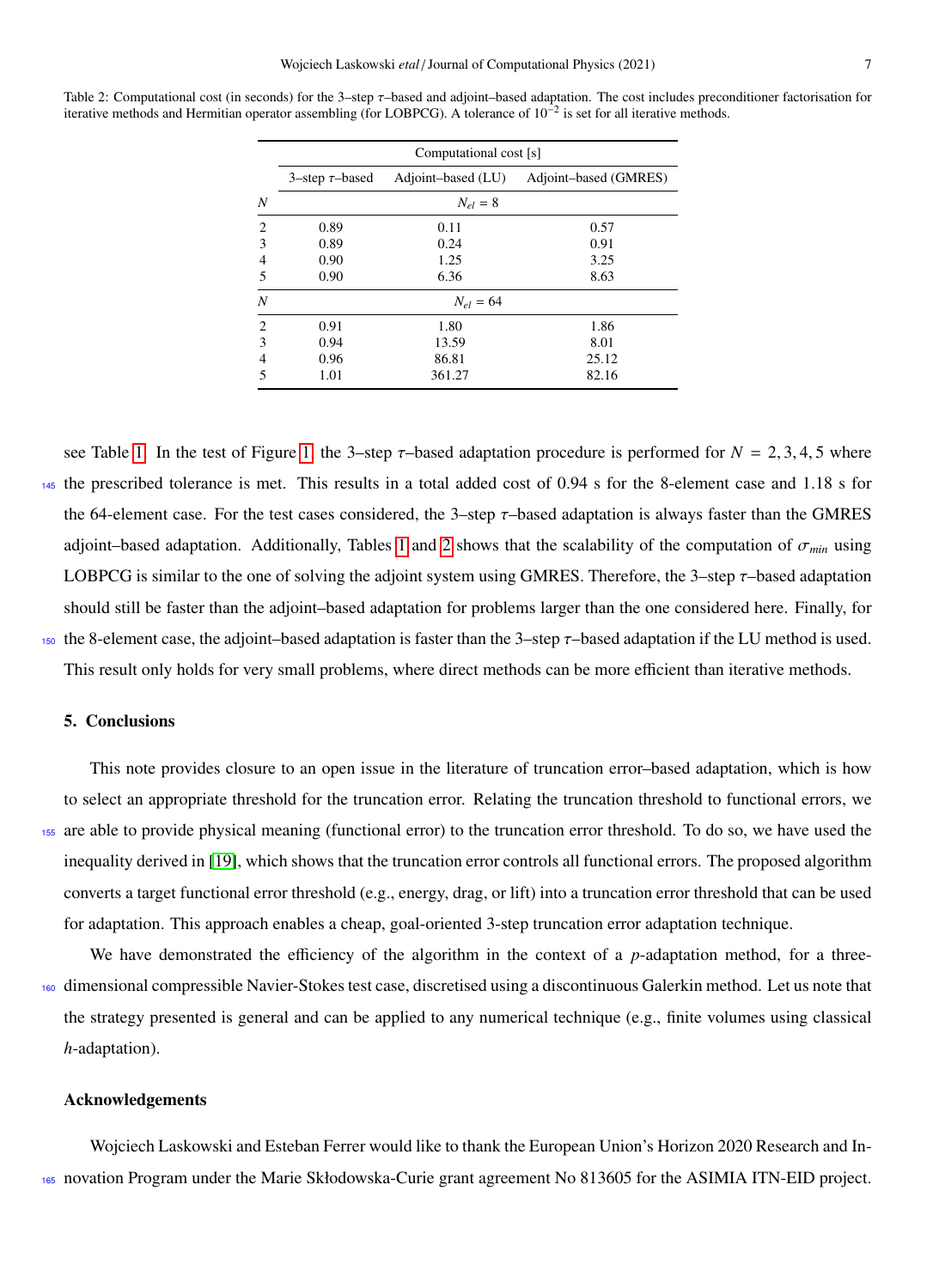Table 2: Computational cost (in seconds) for the 3–step $\tau$–based and adjoint–based adaptation. The cost includes preconditioner factorisation for iterative methods and Hermitian operator assembling (for LOBPCG). A tolerance of $10^{-2}$ is set for all iterative methods.

| | Computational cost [s] | | |
|---|---|---|---|
| | 3–step $\tau$–based | Adjoint–based (LU) | Adjoint–based (GMRES) |
| $N$ | | $N_{el} = 8$ | |
| 2 | 0.89 | 0.11 | 0.57 |
| 3 | 0.89 | 0.24 | 0.91 |
| 4 | 0.90 | 1.25 | 3.25 |
| 5 | 0.90 | 6.36 | 8.63 |
| $N$ | | $N_{el} = 64$ | |
| 2 | 0.91 | 1.80 | 1.86 |
| 3 | 0.94 | 13.59 | 8.01 |
| 4 | 0.96 | 86.81 | 25.12 |
| 5 | 1.01 | 361.27 | 82.16 |

see Table 1. In the test of Figure 1, the 3–step $\tau$–based adaptation procedure is performed for $N = 2, 3, 4, 5$ where the prescribed tolerance is met. This results in a total added cost of 0.94 s for the 8-element case and 1.18 s for the 64-element case. For the test cases considered, the 3–step $\tau$–based adaptation is always faster than the GMRES adjoint–based adaptation. Additionally, Tables 1 and 2 shows that the scalability of the computation of $\sigma_{min}$ using LOBPCG is similar to the one of solving the adjoint system using GMRES. Therefore, the 3–step $\tau$–based adaptation should still be faster than the adjoint–based adaptation for problems larger than the one considered here. Finally, for the 8-element case, the adjoint–based adaptation is faster than the 3–step $\tau$–based adaptation if the LU method is used. This result only holds for very small problems, where direct methods can be more efficient than iterative methods.

## 5. Conclusions

This note provides closure to an open issue in the literature of truncation error–based adaptation, which is how to select an appropriate threshold for the truncation error. Relating the truncation threshold to functional errors, we are able to provide physical meaning (functional error) to the truncation error threshold. To do so, we have used the inequality derived in [19], which shows that the truncation error controls all functional errors. The proposed algorithm converts a target functional error threshold (e.g., energy, drag, or lift) into a truncation error threshold that can be used for adaptation. This approach enables a cheap, goal-oriented 3-step truncation error adaptation technique.

We have demonstrated the efficiency of the algorithm in the context of a $p$-adaptation method, for a three-dimensional compressible Navier-Stokes test case, discretised using a discontinuous Galerkin method. Let us note that the strategy presented is general and can be applied to any numerical technique (e.g., finite volumes using classical $h$-adaptation).

## Acknowledgements

Wojciech Laskowski and Esteban Ferrer would like to thank the European Union's Horizon 2020 Research and Innovation Program under the Marie Skłodowska-Curie grant agreement No 813605 for the ASIMIA ITN-EID project.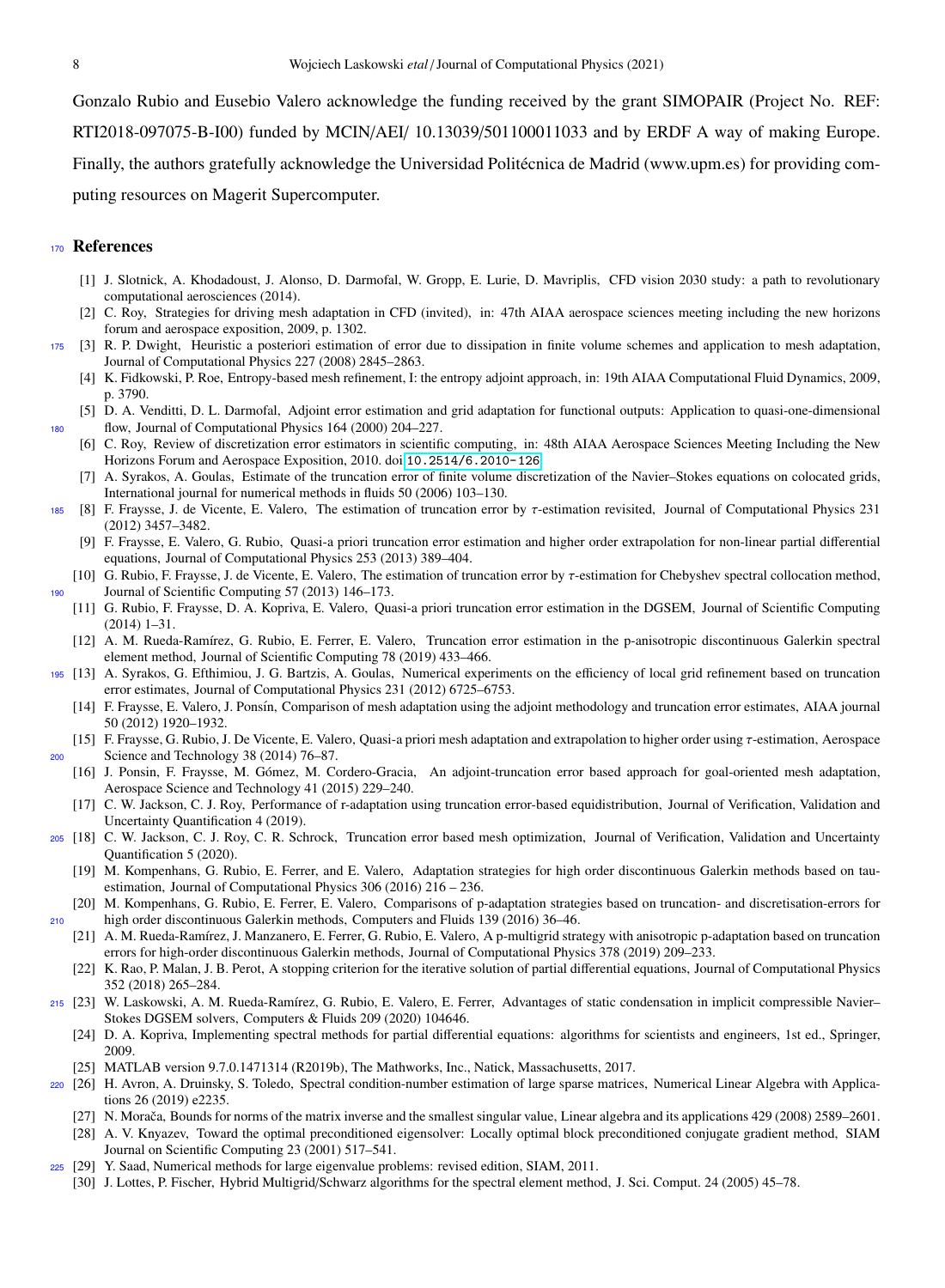Gonzalo Rubio and Eusebio Valero acknowledge the funding received by the grant SIMOPAIR (Project No. REF: RTI2018-097075-B-I00) funded by MCIN/AEI/ 10.13039/501100011033 and by ERDF A way of making Europe. Finally, the authors gratefully acknowledge the Universidad Politécnica de Madrid (www.upm.es) for providing computing resources on Magerit Supercomputer.

## References

[1] J. Slotnick, A. Khodadoust, J. Alonso, D. Darmofal, W. Gropp, E. Lurie, D. Mavriplis, CFD vision 2030 study: a path to revolutionary computational aerosciences (2014).

[2] C. Roy, Strategies for driving mesh adaptation in CFD (invited), in: 47th AIAA aerospace sciences meeting including the new horizons forum and aerospace exposition, 2009, p. 1302.

[3] R. P. Dwight, Heuristic a posteriori estimation of error due to dissipation in finite volume schemes and application to mesh adaptation, Journal of Computational Physics 227 (2008) 2845–2863.

[4] K. Fidkowski, P. Roe, Entropy-based mesh refinement, I: the entropy adjoint approach, in: 19th AIAA Computational Fluid Dynamics, 2009, p. 3790.

[5] D. A. Venditti, D. L. Darmofal, Adjoint error estimation and grid adaptation for functional outputs: Application to quasi-one-dimensional flow, Journal of Computational Physics 164 (2000) 204–227.

[6] C. Roy, Review of discretization error estimators in scientific computing, in: 48th AIAA Aerospace Sciences Meeting Including the New Horizons Forum and Aerospace Exposition, 2010. doi:10.2514/6.2010-126.

[7] A. Syrakos, A. Goulas, Estimate of the truncation error of finite volume discretization of the Navier–Stokes equations on colocated grids, International journal for numerical methods in fluids 50 (2006) 103–130.

[8] F. Fraysse, J. de Vicente, E. Valero, The estimation of truncation error by $\tau$-estimation revisited, Journal of Computational Physics 231 (2012) 3457–3482.

[9] F. Fraysse, E. Valero, G. Rubio, Quasi-a priori truncation error estimation and higher order extrapolation for non-linear partial differential equations, Journal of Computational Physics 253 (2013) 389–404.

[10] G. Rubio, F. Fraysse, J. de Vicente, E. Valero, The estimation of truncation error by $\tau$-estimation for Chebyshev spectral collocation method, Journal of Scientific Computing 57 (2013) 146–173.

[11] G. Rubio, F. Fraysse, D. A. Kopriva, E. Valero, Quasi-a priori truncation error estimation in the DGSEM, Journal of Scientific Computing (2014) 1–31.

[12] A. M. Rueda-Ramírez, G. Rubio, E. Ferrer, E. Valero, Truncation error estimation in the p-anisotropic discontinuous Galerkin spectral element method, Journal of Scientific Computing 78 (2019) 433–466.

[13] A. Syrakos, G. Efthimiou, J. G. Bartzis, A. Goulas, Numerical experiments on the efficiency of local grid refinement based on truncation error estimates, Journal of Computational Physics 231 (2012) 6725–6753.

[14] F. Fraysse, E. Valero, J. Ponsín, Comparison of mesh adaptation using the adjoint methodology and truncation error estimates, AIAA journal 50 (2012) 1920–1932.

[15] F. Fraysse, G. Rubio, J. De Vicente, E. Valero, Quasi-a priori mesh adaptation and extrapolation to higher order using $\tau$-estimation, Aerospace Science and Technology 38 (2014) 76–87.

[16] J. Ponsin, F. Fraysse, M. Gómez, M. Cordero-Gracia, An adjoint-truncation error based approach for goal-oriented mesh adaptation, Aerospace Science and Technology 41 (2015) 229–240.

[17] C. W. Jackson, C. J. Roy, Performance of r-adaptation using truncation error-based equidistribution, Journal of Verification, Validation and Uncertainty Quantification 4 (2019).

[18] C. W. Jackson, C. J. Roy, C. R. Schrock, Truncation error based mesh optimization, Journal of Verification, Validation and Uncertainty Quantification 5 (2020).

[19] M. Kompenhans, G. Rubio, E. Ferrer, and E. Valero, Adaptation strategies for high order discontinuous Galerkin methods based on tau-estimation, Journal of Computational Physics 306 (2016) 216 – 236.

[20] M. Kompenhans, G. Rubio, E. Ferrer, E. Valero, Comparisons of p-adaptation strategies based on truncation- and discretisation-errors for high order discontinuous Galerkin methods, Computers and Fluids 139 (2016) 36–46.

[21] A. M. Rueda-Ramírez, J. Manzanero, E. Ferrer, G. Rubio, E. Valero, A p-multigrid strategy with anisotropic p-adaptation based on truncation errors for high-order discontinuous Galerkin methods, Journal of Computational Physics 378 (2019) 209–233.

[22] K. Rao, P. Malan, J. B. Perot, A stopping criterion for the iterative solution of partial differential equations, Journal of Computational Physics 352 (2018) 265–284.

[23] W. Laskowski, A. M. Rueda-Ramírez, G. Rubio, E. Valero, E. Ferrer, Advantages of static condensation in implicit compressible Navier–Stokes DGSEM solvers, Computers & Fluids 209 (2020) 104646.

[24] D. A. Kopriva, Implementing spectral methods for partial differential equations: algorithms for scientists and engineers, 1st ed., Springer, 2009.

[25] MATLAB version 9.7.0.1471314 (R2019b), The Mathworks, Inc., Natick, Massachusetts, 2017.

[26] H. Avron, A. Druinsky, S. Toledo, Spectral condition-number estimation of large sparse matrices, Numerical Linear Algebra with Applications 26 (2019) e2235.

[27] N. Morača, Bounds for norms of the matrix inverse and the smallest singular value, Linear algebra and its applications 429 (2008) 2589–2601.

[28] A. V. Knyazev, Toward the optimal preconditioned eigensolver: Locally optimal block preconditioned conjugate gradient method, SIAM Journal on Scientific Computing 23 (2001) 517–541.

[29] Y. Saad, Numerical methods for large eigenvalue problems: revised edition, SIAM, 2011.

[30] J. Lottes, P. Fischer, Hybrid Multigrid/Schwarz algorithms for the spectral element method, J. Sci. Comput. 24 (2005) 45–78.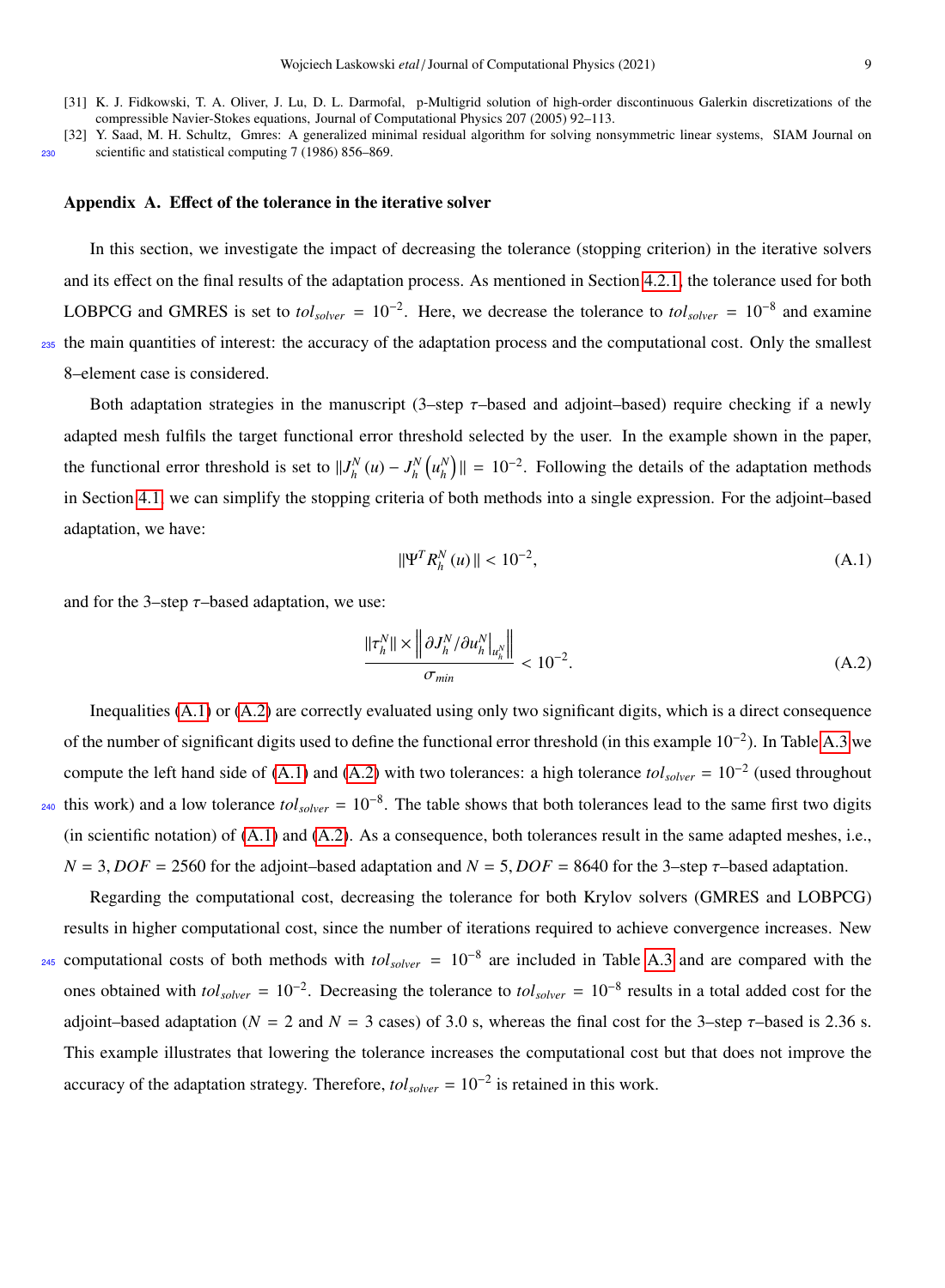[31] K. J. Fidkowski, T. A. Oliver, J. Lu, D. L. Darmofal, p-Multigrid solution of high-order discontinuous Galerkin discretizations of the compressible Navier-Stokes equations, Journal of Computational Physics 207 (2005) 92–113.

[32] Y. Saad, M. H. Schultz, Gmres: A generalized minimal residual algorithm for solving nonsymmetric linear systems, SIAM Journal on scientific and statistical computing 7 (1986) 856–869.

## Appendix A. Effect of the tolerance in the iterative solver

In this section, we investigate the impact of decreasing the tolerance (stopping criterion) in the iterative solvers and its effect on the final results of the adaptation process. As mentioned in Section 4.2.1, the tolerance used for both LOBPCG and GMRES is set to $tol_{solver} = 10^{-2}$. Here, we decrease the tolerance to $tol_{solver} = 10^{-8}$ and examine the main quantities of interest: the accuracy of the adaptation process and the computational cost. Only the smallest 8–element case is considered.

Both adaptation strategies in the manuscript (3–step $\tau$–based and adjoint–based) require checking if a newly adapted mesh fulfils the target functional error threshold selected by the user. In the example shown in the paper, the functional error threshold is set to $\|J_h^N(u) - J_h^N\left(u_h^N\right)\| = 10^{-2}$. Following the details of the adaptation methods in Section 4.1, we can simplify the stopping criteria of both methods into a single expression. For the adjoint–based adaptation, we have:

$$\|\Psi^T R_h^N(u)\| < 10^{-2}, \tag{A.1}$$

and for the 3–step $\tau$–based adaptation, we use:

$$\frac{\|\tau_h^N\| \times \left\| \partial J_h^N / \partial u_h^N \big|_{u_h^N} \right\|}{\sigma_{min}} < 10^{-2}. \tag{A.2}$$

Inequalities (A.1) or (A.2) are correctly evaluated using only two significant digits, which is a direct consequence of the number of significant digits used to define the functional error threshold (in this example $10^{-2}$). In Table A.3 we compute the left hand side of (A.1) and (A.2) with two tolerances: a high tolerance $tol_{solver} = 10^{-2}$ (used throughout this work) and a low tolerance $tol_{solver} = 10^{-8}$. The table shows that both tolerances lead to the same first two digits (in scientific notation) of (A.1) and (A.2). As a consequence, both tolerances result in the same adapted meshes, i.e., $N = 3, DOF = 2560$ for the adjoint–based adaptation and $N = 5, DOF = 8640$ for the 3–step $\tau$–based adaptation.

Regarding the computational cost, decreasing the tolerance for both Krylov solvers (GMRES and LOBPCG) results in higher computational cost, since the number of iterations required to achieve convergence increases. New computational costs of both methods with $tol_{solver} = 10^{-8}$ are included in Table A.3 and are compared with the ones obtained with $tol_{solver} = 10^{-2}$. Decreasing the tolerance to $tol_{solver} = 10^{-8}$ results in a total added cost for the adjoint–based adaptation ($N = 2$ and $N = 3$ cases) of 3.0 s, whereas the final cost for the 3–step $\tau$–based is 2.36 s. This example illustrates that lowering the tolerance increases the computational cost but that does not improve the accuracy of the adaptation strategy. Therefore, $tol_{solver} = 10^{-2}$ is retained in this work.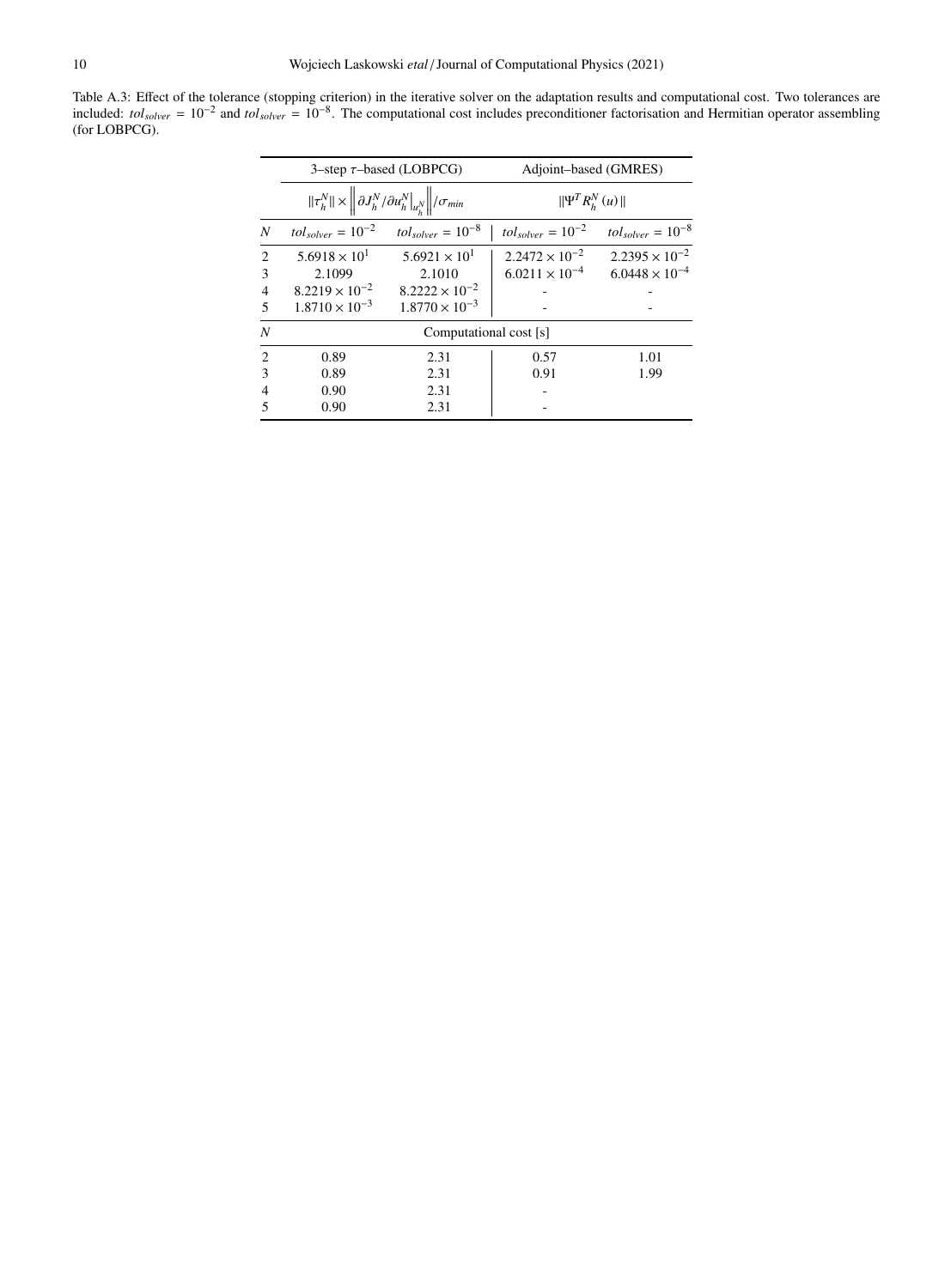Table A.3: Effect of the tolerance (stopping criterion) in the iterative solver on the adaptation results and computational cost. Two tolerances are included: $tol_{solver} = 10^{-2}$ and $tol_{solver} = 10^{-8}$. The computational cost includes preconditioner factorisation and Hermitian operator assembling (for LOBPCG).

| | 3–step $\tau$–based (LOBPCG) | | Adjoint–based (GMRES) | |
|---|---|---|---|---|
| | $\|\tau_h^N\| \times \left\| \partial J_h^N / \partial u_h^N \big|_{u_h^N} \right\| / \sigma_{min}$ | | $\|\Psi^T R_h^N(u)\|$ | |
| $N$ | $tol_{solver} = 10^{-2}$ | $tol_{solver} = 10^{-8}$ | $tol_{solver} = 10^{-2}$ | $tol_{solver} = 10^{-8}$ |
| 2 | $5.6918 \times 10^{1}$ | $5.6921 \times 10^{1}$ | $2.2472 \times 10^{-2}$ | $2.2395 \times 10^{-2}$ |
| 3 | 2.1099 | 2.1010 | $6.0211 \times 10^{-4}$ | $6.0448 \times 10^{-4}$ |
| 4 | $8.2219 \times 10^{-2}$ | $8.2222 \times 10^{-2}$ | - | - |
| 5 | $1.8710 \times 10^{-3}$ | $1.8770 \times 10^{-3}$ | - | - |
| $N$ | Computational cost [s] | | | |
| 2 | 0.89 | 2.31 | 0.57 | 1.01 |
| 3 | 0.89 | 2.31 | 0.91 | 1.99 |
| 4 | 0.90 | 2.31 | - | |
| 5 | 0.90 | 2.31 | - | |